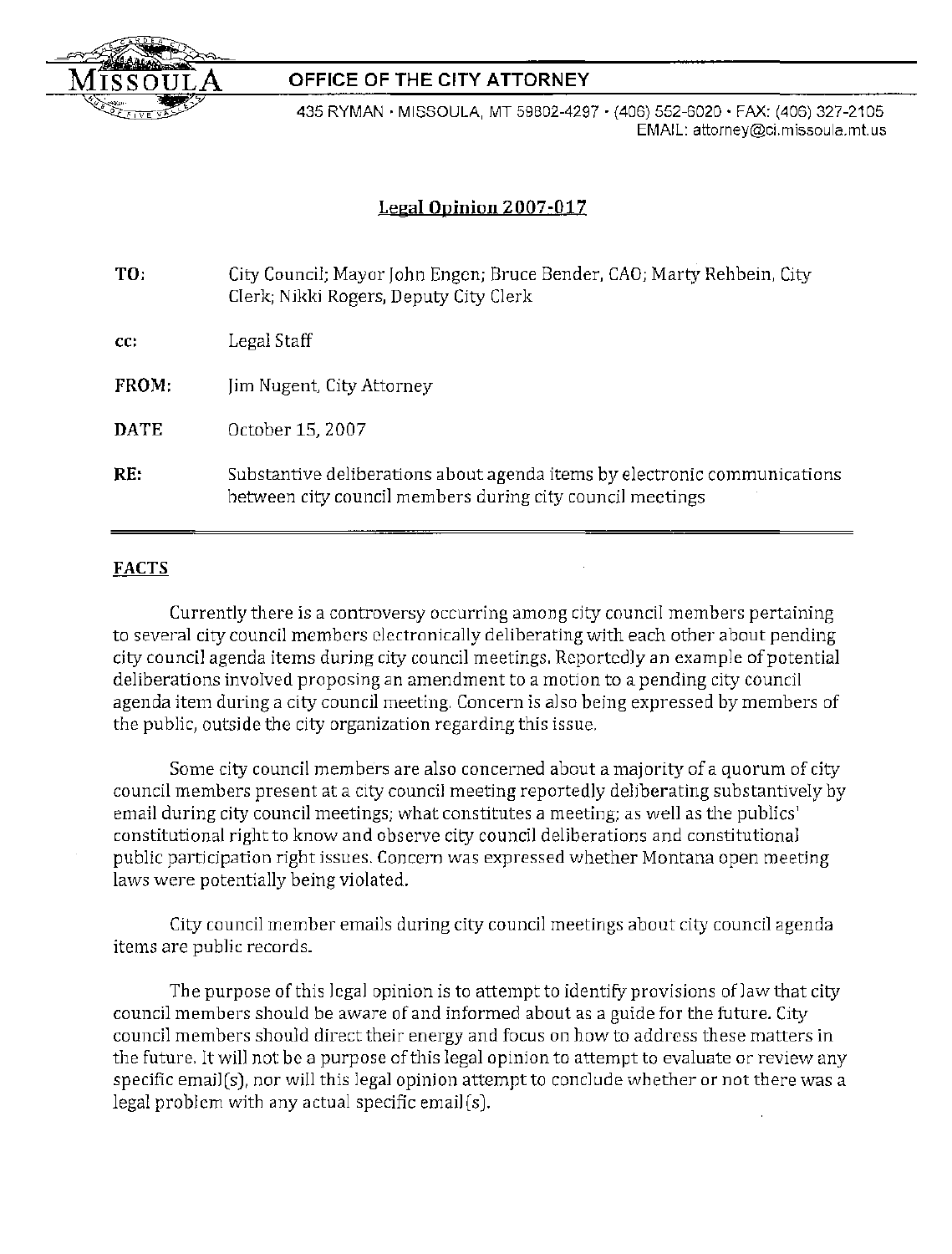MISSOULA

**OFFICE OF THE CITY ATTORNEY**

435 RYMAN · MISSOULA, MT 59802-4297 · (406) 552-6020 · FAX: (406) 327-2105
EMAIL: attorney@ci.missoula.mt.us

## Legal Opinion 2007-017

**TO:** City Council; Mayor John Engen; Bruce Bender, CAO; Marty Rehbein, City Clerk; Nikki Rogers, Deputy City Clerk

**cc:** Legal Staff

**FROM:** Jim Nugent, City Attorney

**DATE** October 15, 2007

**RE:** Substantive deliberations about agenda items by electronic communications between city council members during city council meetings

---

### FACTS

Currently there is a controversy occurring among city council members pertaining to several city council members electronically deliberating with each other about pending city council agenda items during city council meetings. Reportedly an example of potential deliberations involved proposing an amendment to a motion to a pending city council agenda item during a city council meeting. Concern is also being expressed by members of the public, outside the city organization regarding this issue.

Some city council members are also concerned about a majority of a quorum of city council members present at a city council meeting reportedly deliberating substantively by email during city council meetings; what constitutes a meeting; as well as the publics' constitutional right to know and observe city council deliberations and constitutional public participation right issues. Concern was expressed whether Montana open meeting laws were potentially being violated.

City council member emails during city council meetings about city council agenda items are public records.

The purpose of this legal opinion is to attempt to identify provisions of law that city council members should be aware of and informed about as a guide for the future. City council members should direct their energy and focus on how to address these matters in the future. It will not be a purpose of this legal opinion to attempt to evaluate or review any specific email(s), nor will this legal opinion attempt to conclude whether or not there was a legal problem with any actual specific email(s).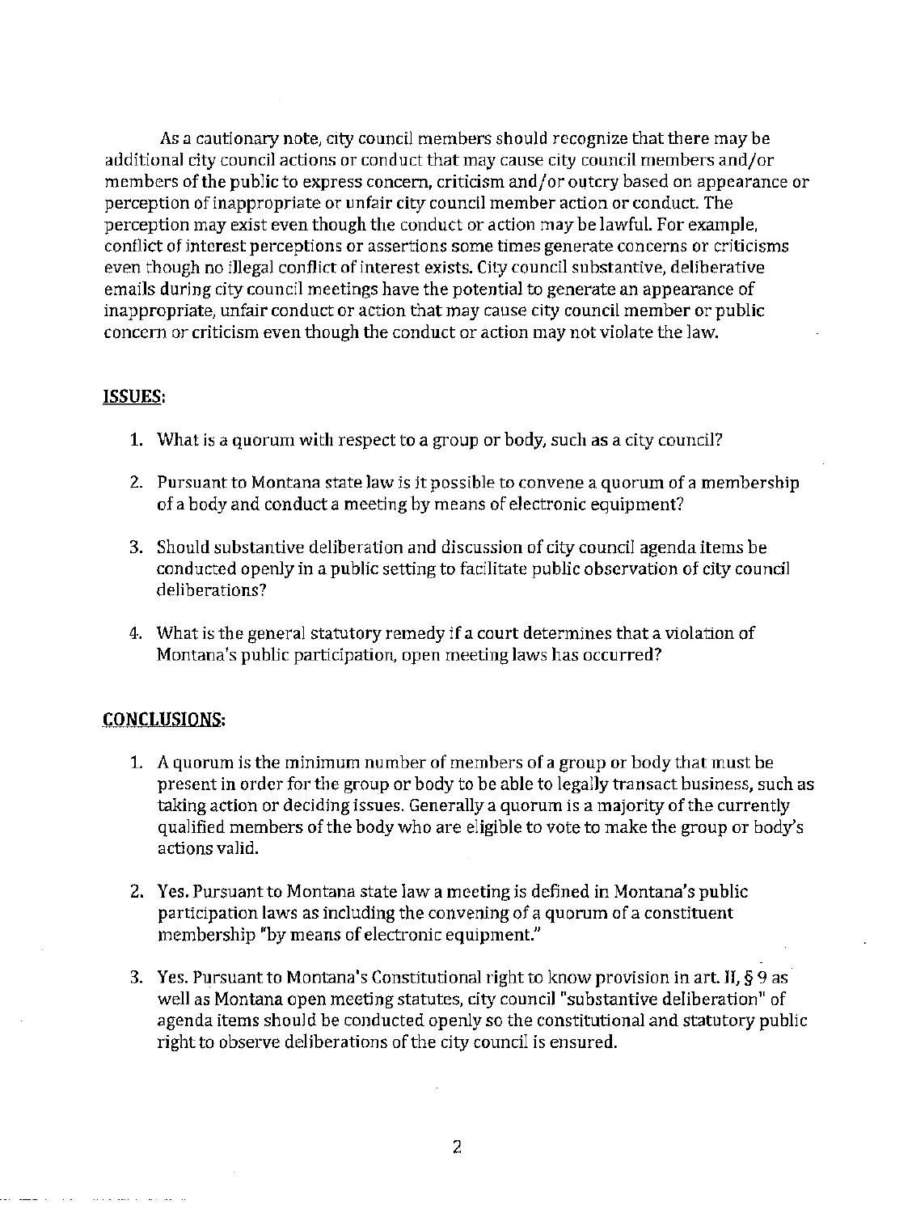As a cautionary note, city council members should recognize that there may be additional city council actions or conduct that may cause city council members and/or members of the public to express concern, criticism and/or outcry based on appearance or perception of inappropriate or unfair city council member action or conduct. The perception may exist even though the conduct or action may be lawful. For example, conflict of interest perceptions or assertions some times generate concerns or criticisms even though no illegal conflict of interest exists. City council substantive, deliberative emails during city council meetings have the potential to generate an appearance of inappropriate, unfair conduct or action that may cause city council member or public concern or criticism even though the conduct or action may not violate the law.

## ISSUES:

1. What is a quorum with respect to a group or body, such as a city council?
2. Pursuant to Montana state law is it possible to convene a quorum of a membership of a body and conduct a meeting by means of electronic equipment?
3. Should substantive deliberation and discussion of city council agenda items be conducted openly in a public setting to facilitate public observation of city council deliberations?
4. What is the general statutory remedy if a court determines that a violation of Montana's public participation, open meeting laws has occurred?

## CONCLUSIONS:

1. A quorum is the minimum number of members of a group or body that must be present in order for the group or body to be able to legally transact business, such as taking action or deciding issues. Generally a quorum is a majority of the currently qualified members of the body who are eligible to vote to make the group or body's actions valid.
2. Yes. Pursuant to Montana state law a meeting is defined in Montana's public participation laws as including the convening of a quorum of a constituent membership "by means of electronic equipment."
3. Yes. Pursuant to Montana's Constitutional right to know provision in art. II, § 9 as well as Montana open meeting statutes, city council "substantive deliberation" of agenda items should be conducted openly so the constitutional and statutory public right to observe deliberations of the city council is ensured.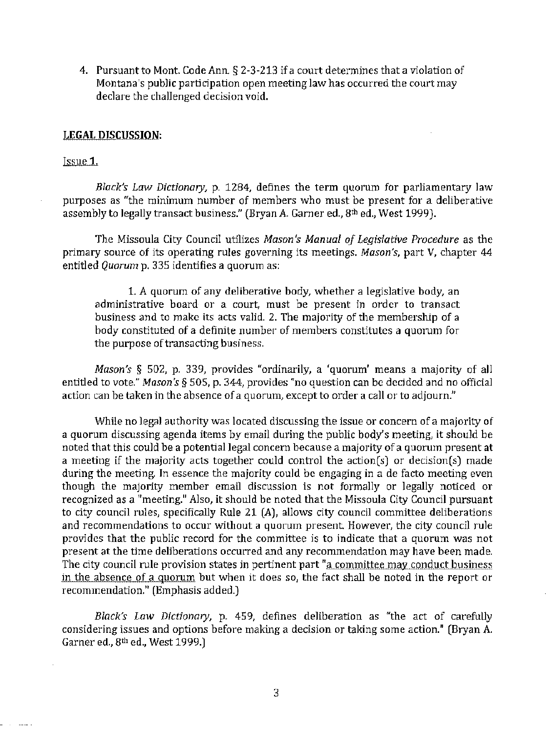4. Pursuant to Mont. Code Ann. § 2-3-213 if a court determines that a violation of Montana's public participation open meeting law has occurred the court may declare the challenged decision void.

## LEGAL DISCUSSION:

Issue 1.

*Black's Law Dictionary*, p. 1284, defines the term quorum for parliamentary law purposes as "the minimum number of members who must be present for a deliberative assembly to legally transact business." (Bryan A. Garner ed., 8th ed., West 1999).

The Missoula City Council utilizes *Mason's Manual of Legislative Procedure* as the primary source of its operating rules governing its meetings. *Mason's*, part V, chapter 44 entitled *Quorum* p. 335 identifies a quorum as:

> 1. A quorum of any deliberative body, whether a legislative body, an administrative board or a court, must be present in order to transact business and to make its acts valid. 2. The majority of the membership of a body constituted of a definite number of members constitutes a quorum for the purpose of transacting business.

*Mason's* § 502, p. 339, provides "ordinarily, a 'quorum' means a majority of all entitled to vote." *Mason's* § 505, p. 344, provides "no question can be decided and no official action can be taken in the absence of a quorum, except to order a call or to adjourn."

While no legal authority was located discussing the issue or concern of a majority of a quorum discussing agenda items by email during the public body's meeting, it should be noted that this could be a potential legal concern because a majority of a quorum present at a meeting if the majority acts together could control the action(s) or decision(s) made during the meeting. In essence the majority could be engaging in a de facto meeting even though the majority member email discussion is not formally or legally noticed or recognized as a "meeting." Also, it should be noted that the Missoula City Council pursuant to city council rules, specifically Rule 21 (A), allows city council committee deliberations and recommendations to occur without a quorum present. However, the city council rule provides that the public record for the committee is to indicate that a quorum was not present at the time deliberations occurred and any recommendation may have been made. The city council rule provision states in pertinent part "a committee may conduct business in the absence of a quorum but when it does so, the fact shall be noted in the report or recommendation." (Emphasis added.)

*Black's Law Dictionary*, p. 459, defines deliberation as "the act of carefully considering issues and options before making a decision or taking some action." (Bryan A. Garner ed., 8th ed., West 1999.)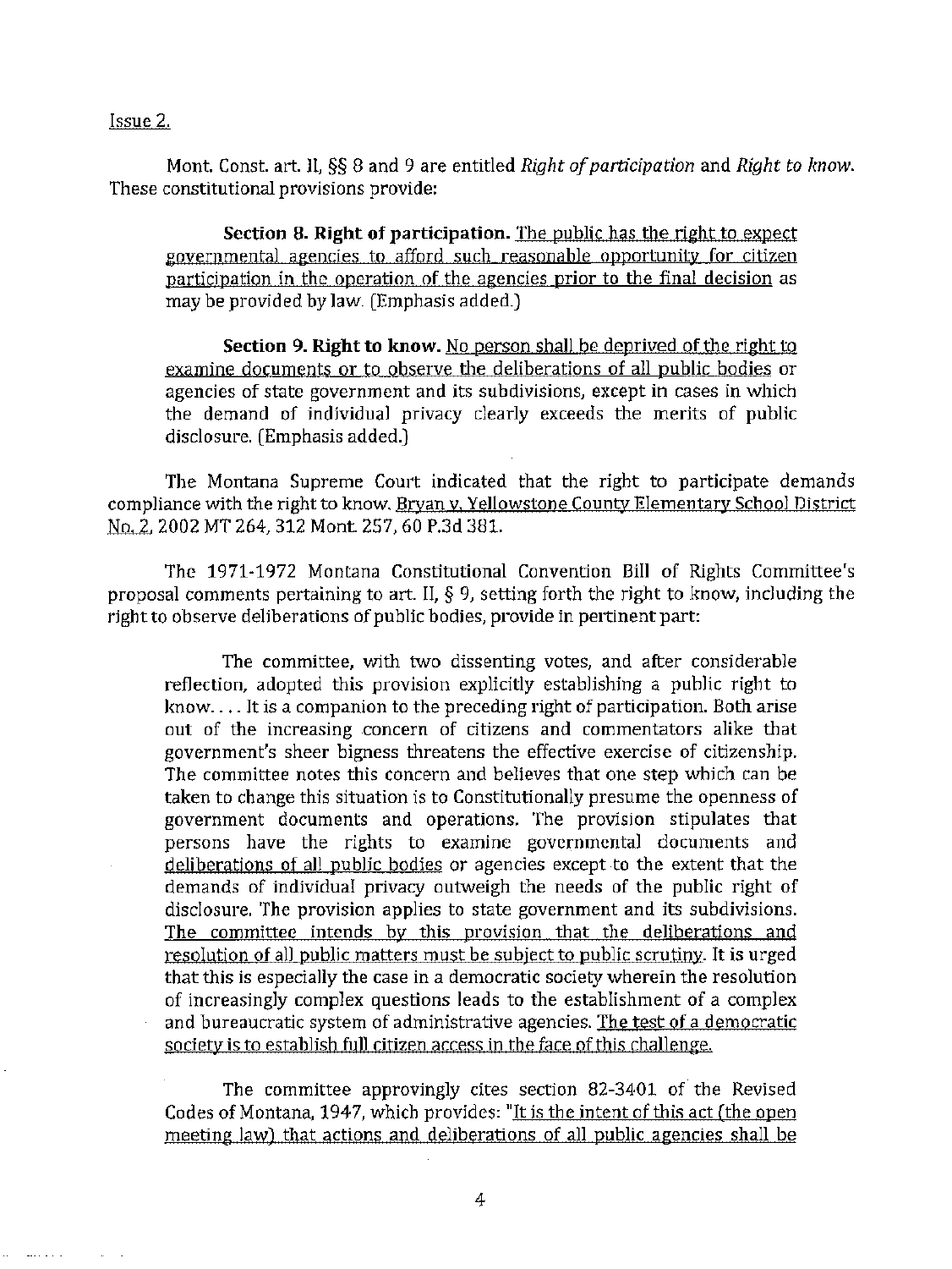Issue 2.

Mont. Const. art. II, §§ 8 and 9 are entitled *Right of participation* and *Right to know.* These constitutional provisions provide:

> **Section 8. Right of participation.** The public has the right to expect governmental agencies to afford such reasonable opportunity for citizen participation in the operation of the agencies prior to the final decision as may be provided by law. (Emphasis added.)
>
> **Section 9. Right to know.** No person shall be deprived of the right to examine documents or to observe the deliberations of all public bodies or agencies of state government and its subdivisions, except in cases in which the demand of individual privacy clearly exceeds the merits of public disclosure. (Emphasis added.)

The Montana Supreme Court indicated that the right to participate demands compliance with the right to know. Bryan v. Yellowstone County Elementary School District No. 2, 2002 MT 264, 312 Mont. 257, 60 P.3d 381.

The 1971-1972 Montana Constitutional Convention Bill of Rights Committee's proposal comments pertaining to art. II, § 9, setting forth the right to know, including the right to observe deliberations of public bodies, provide in pertinent part:

> The committee, with two dissenting votes, and after considerable reflection, adopted this provision explicitly establishing a public right to know. . . . It is a companion to the preceding right of participation. Both arise out of the increasing concern of citizens and commentators alike that government's sheer bigness threatens the effective exercise of citizenship. The committee notes this concern and believes that one step which can be taken to change this situation is to Constitutionally presume the openness of government documents and operations. The provision stipulates that persons have the rights to examine governmental documents and deliberations of all public bodies or agencies except to the extent that the demands of individual privacy outweigh the needs of the public right of disclosure. The provision applies to state government and its subdivisions. The committee intends by this provision that the deliberations and resolution of all public matters must be subject to public scrutiny. It is urged that this is especially the case in a democratic society wherein the resolution of increasingly complex questions leads to the establishment of a complex and bureaucratic system of administrative agencies. The test of a democratic society is to establish full citizen access in the face of this challenge.
>
> The committee approvingly cites section 82-3401 of the Revised Codes of Montana, 1947, which provides: "It is the intent of this act (the open meeting law) that actions and deliberations of all public agencies shall be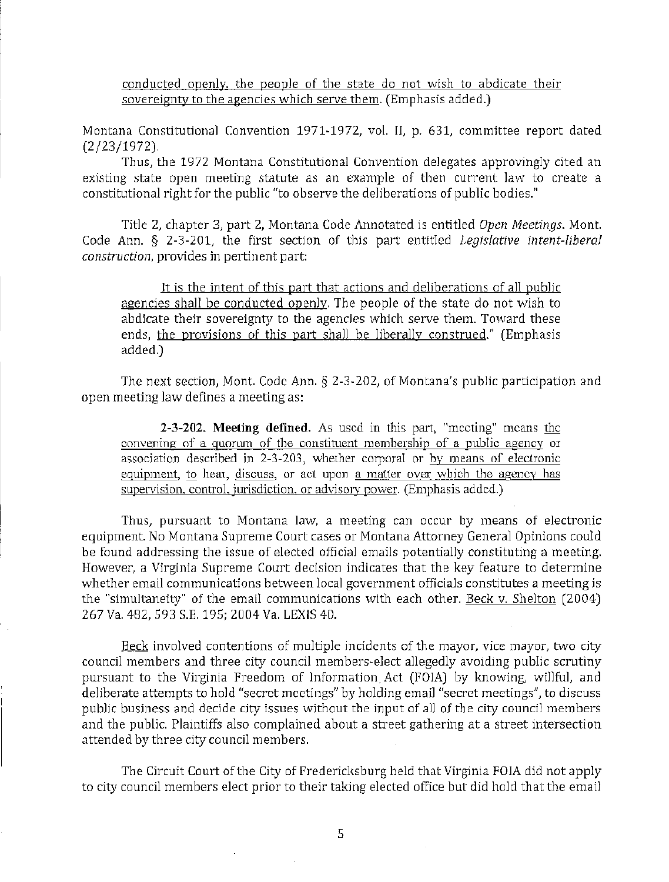> conducted openly, the people of the state do not wish to abdicate their sovereignty to the agencies which serve them. (Emphasis added.)

Montana Constitutional Convention 1971-1972, vol. II, p. 631, committee report dated (2/23/1972).

Thus, the 1972 Montana Constitutional Convention delegates approvingly cited an existing state open meeting statute as an example of then current law to create a constitutional right for the public "to observe the deliberations of public bodies."

Title 2, chapter 3, part 2, Montana Code Annotated is entitled *Open Meetings*. Mont. Code Ann. § 2-3-201, the first section of this part entitled *Legislative intent-liberal construction*, provides in pertinent part:

> It is the intent of this part that actions and deliberations of all public agencies shall be conducted openly. The people of the state do not wish to abdicate their sovereignty to the agencies which serve them. Toward these ends, the provisions of this part shall be liberally construed." (Emphasis added.)

The next section, Mont. Code Ann. § 2-3-202, of Montana's public participation and open meeting law defines a meeting as:

> **2-3-202. Meeting defined.** As used in this part, "meeting" means the convening of a quorum of the constituent membership of a public agency or association described in 2-3-203, whether corporal or by means of electronic equipment, to hear, discuss, or act upon a matter over which the agency has supervision, control, jurisdiction, or advisory power. (Emphasis added.)

Thus, pursuant to Montana law, a meeting can occur by means of electronic equipment. No Montana Supreme Court cases or Montana Attorney General Opinions could be found addressing the issue of elected official emails potentially constituting a meeting. However, a Virginia Supreme Court decision indicates that the key feature to determine whether email communications between local government officials constitutes a meeting is the "simultaneity" of the email communications with each other. Beck v. Shelton (2004) 267 Va. 482, 593 S.E. 195; 2004 Va. LEXIS 40.

Beck involved contentions of multiple incidents of the mayor, vice mayor, two city council members and three city council members-elect allegedly avoiding public scrutiny pursuant to the Virginia Freedom of Information Act (FOIA) by knowing, willful, and deliberate attempts to hold "secret meetings" by holding email "secret meetings", to discuss public business and decide city issues without the input of all of the city council members and the public. Plaintiffs also complained about a street gathering at a street intersection attended by three city council members.

The Circuit Court of the City of Fredericksburg held that Virginia FOIA did not apply to city council members elect prior to their taking elected office but did hold that the email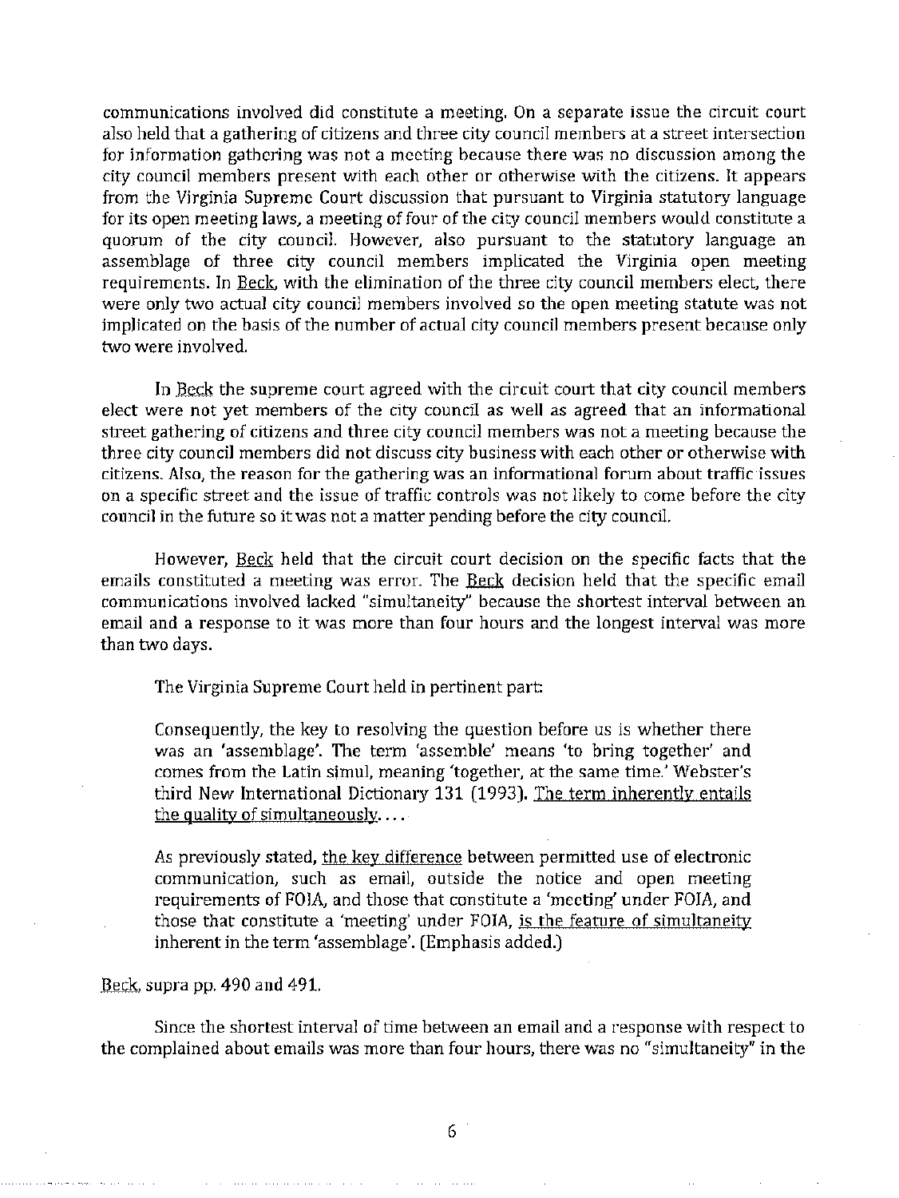communications involved did constitute a meeting. On a separate issue the circuit court also held that a gathering of citizens and three city council members at a street intersection for information gathering was not a meeting because there was no discussion among the city council members present with each other or otherwise with the citizens. It appears from the Virginia Supreme Court discussion that pursuant to Virginia statutory language for its open meeting laws, a meeting of four of the city council members would constitute a quorum of the city council. However, also pursuant to the statutory language an assemblage of three city council members implicated the Virginia open meeting requirements. In Beck, with the elimination of the three city council members elect, there were only two actual city council members involved so the open meeting statute was not implicated on the basis of the number of actual city council members present because only two were involved.

In Beck the supreme court agreed with the circuit court that city council members elect were not yet members of the city council as well as agreed that an informational street gathering of citizens and three city council members was not a meeting because the three city council members did not discuss city business with each other or otherwise with citizens. Also, the reason for the gathering was an informational forum about traffic issues on a specific street and the issue of traffic controls was not likely to come before the city council in the future so it was not a matter pending before the city council.

However, Beck held that the circuit court decision on the specific facts that the emails constituted a meeting was error. The Beck decision held that the specific email communications involved lacked "simultaneity" because the shortest interval between an email and a response to it was more than four hours and the longest interval was more than two days.

The Virginia Supreme Court held in pertinent part:

> Consequently, the key to resolving the question before us is whether there was an 'assemblage'. The term 'assemble' means 'to bring together' and comes from the Latin simul, meaning 'together, at the same time.' Webster's third New International Dictionary 131 (1993). The term inherently entails the quality of simultaneously. . . .
>
> As previously stated, the key difference between permitted use of electronic communication, such as email, outside the notice and open meeting requirements of FOIA, and those that constitute a 'meeting' under FOIA, and those that constitute a 'meeting' under FOIA, is the feature of simultaneity inherent in the term 'assemblage'. (Emphasis added.)

Beck, supra pp. 490 and 491.

Since the shortest interval of time between an email and a response with respect to the complained about emails was more than four hours, there was no "simultaneity" in the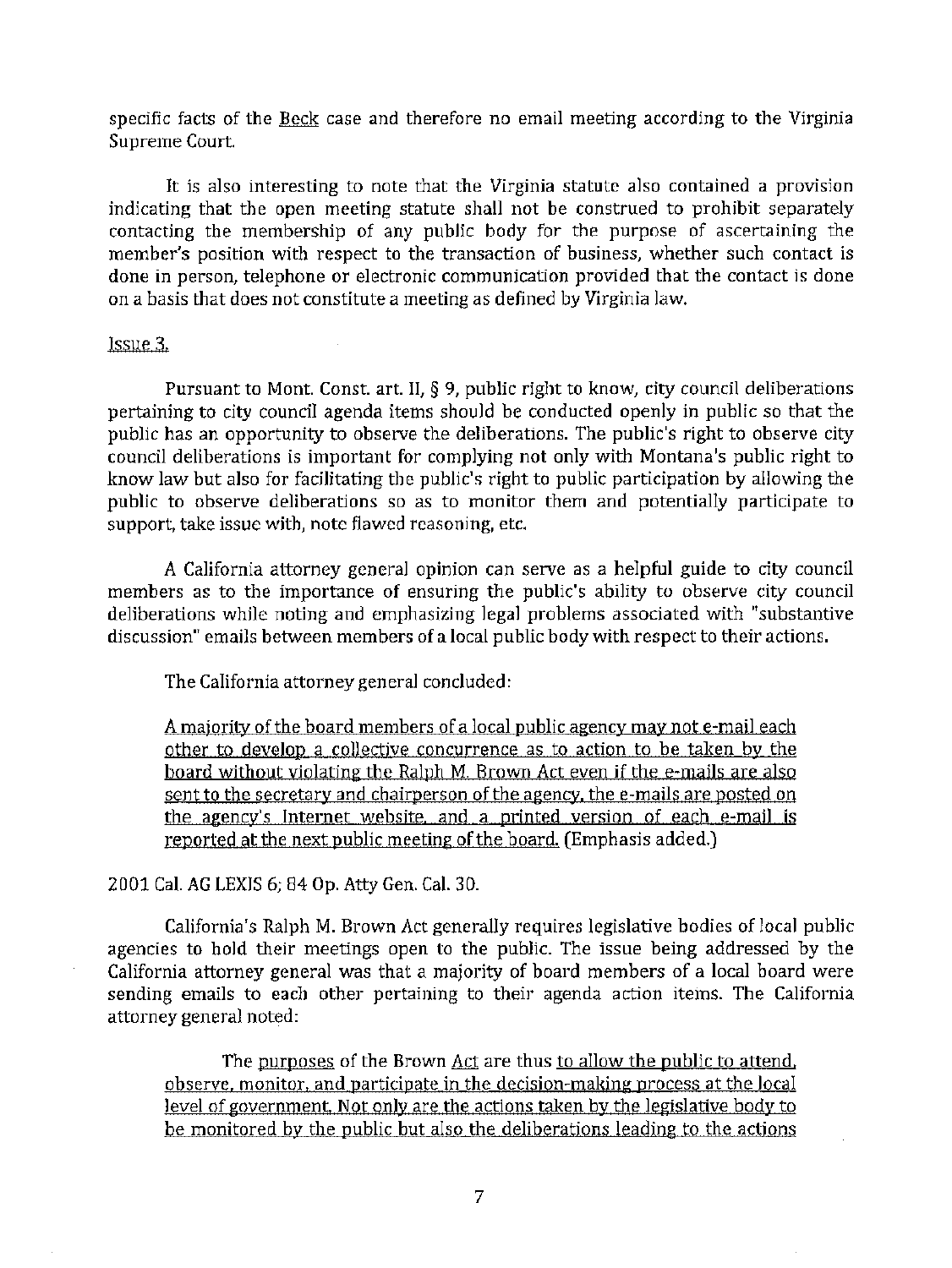specific facts of the Beck case and therefore no email meeting according to the Virginia Supreme Court.

It is also interesting to note that the Virginia statute also contained a provision indicating that the open meeting statute shall not be construed to prohibit separately contacting the membership of any public body for the purpose of ascertaining the member's position with respect to the transaction of business, whether such contact is done in person, telephone or electronic communication provided that the contact is done on a basis that does not constitute a meeting as defined by Virginia law.

Issue 3.

Pursuant to Mont. Const. art. II, § 9, public right to know, city council deliberations pertaining to city council agenda items should be conducted openly in public so that the public has an opportunity to observe the deliberations. The public's right to observe city council deliberations is important for complying not only with Montana's public right to know law but also for facilitating the public's right to public participation by allowing the public to observe deliberations so as to monitor them and potentially participate to support, take issue with, note flawed reasoning, etc.

A California attorney general opinion can serve as a helpful guide to city council members as to the importance of ensuring the public's ability to observe city council deliberations while noting and emphasizing legal problems associated with "substantive discussion" emails between members of a local public body with respect to their actions.

The California attorney general concluded:

> A majority of the board members of a local public agency may not e-mail each other to develop a collective concurrence as to action to be taken by the board without violating the Ralph M. Brown Act even if the e-mails are also sent to the secretary and chairperson of the agency, the e-mails are posted on the agency's Internet website, and a printed version of each e-mail is reported at the next public meeting of the board. (Emphasis added.)

2001 Cal. AG LEXIS 6; 84 Op. Atty Gen. Cal. 30.

California's Ralph M. Brown Act generally requires legislative bodies of local public agencies to hold their meetings open to the public. The issue being addressed by the California attorney general was that a majority of board members of a local board were sending emails to each other pertaining to their agenda action items. The California attorney general noted:

> The purposes of the Brown Act are thus to allow the public to attend, observe, monitor, and participate in the decision-making process at the local level of government. Not only are the actions taken by the legislative body to be monitored by the public but also the deliberations leading to the actions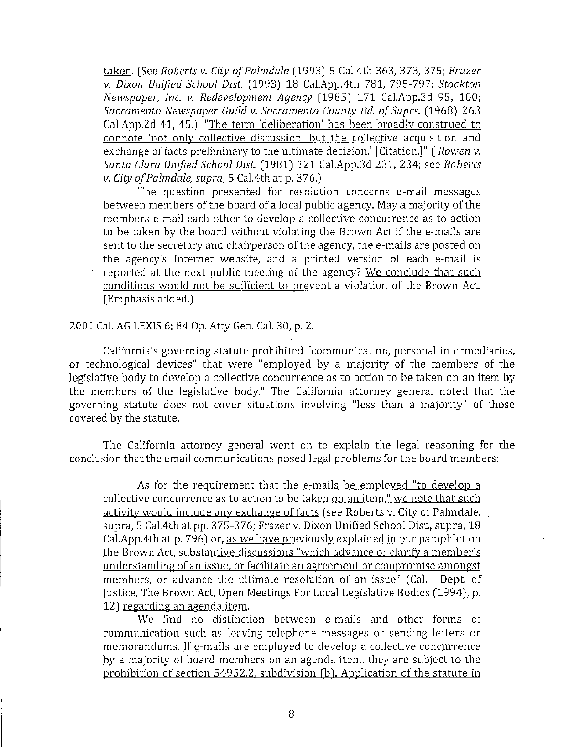taken. (See *Roberts v. City of Palmdale* (1993) 5 Cal.4th 363, 373, 375; *Frazer v. Dixon Unified School Dist.* (1993) 18 Cal.App.4th 781, 795-797; *Stockton Newspaper, Inc. v. Redevelopment Agency* (1985) 171 Cal.App.3d 95, 100; *Sacramento Newspaper Guild v. Sacramento County Bd. of Suprs.* (1968) 263 Cal.App.2d 41, 45.) "The term 'deliberation' has been broadly construed to connote 'not only collective discussion, but the collective acquisition and exchange of facts preliminary to the ultimate decision.' [Citation.]" ( *Rowen v. Santa Clara Unified School Dist.* (1981) 121 Cal.App.3d 231, 234; see *Roberts v. City of Palmdale, supra*, 5 Cal.4th at p. 376.)

> The question presented for resolution concerns e-mail messages between members of the board of a local public agency. May a majority of the members e-mail each other to develop a collective concurrence as to action to be taken by the board without violating the Brown Act if the e-mails are sent to the secretary and chairperson of the agency, the e-mails are posted on the agency's Internet website, and a printed version of each e-mail is reported at the next public meeting of the agency? We conclude that such conditions would not be sufficient to prevent a violation of the Brown Act. (Emphasis added.)

2001 Cal. AG LEXIS 6; 84 Op. Atty Gen. Cal. 30, p. 2.

California's governing statute prohibited "communication, personal intermediaries, or technological devices" that were "employed by a majority of the members of the legislative body to develop a collective concurrence as to action to be taken on an item by the members of the legislative body." The California attorney general noted that the governing statute does not cover situations involving "less than a majority" of those covered by the statute.

The California attorney general went on to explain the legal reasoning for the conclusion that the email communications posed legal problems for the board members:

> As for the requirement that the e-mails be employed "to develop a collective concurrence as to action to be taken on an item," we note that such activity would include any exchange of facts (see Roberts v. City of Palmdale, supra, 5 Cal.4th at pp. 375-376; Frazer v. Dixon Unified School Dist., supra, 18 Cal.App.4th at p. 796) or, as we have previously explained in our pamphlet on the Brown Act, substantive discussions "which advance or clarify a member's understanding of an issue, or facilitate an agreement or compromise amongst members, or advance the ultimate resolution of an issue" (Cal. Dept. of Justice, The Brown Act, Open Meetings For Local Legislative Bodies (1994), p. 12) regarding an agenda item.
>
> We find no distinction between e-mails and other forms of communication such as leaving telephone messages or sending letters or memorandums. If e-mails are employed to develop a collective concurrence by a majority of board members on an agenda item, they are subject to the prohibition of section 54952.2, subdivision (b). Application of the statute in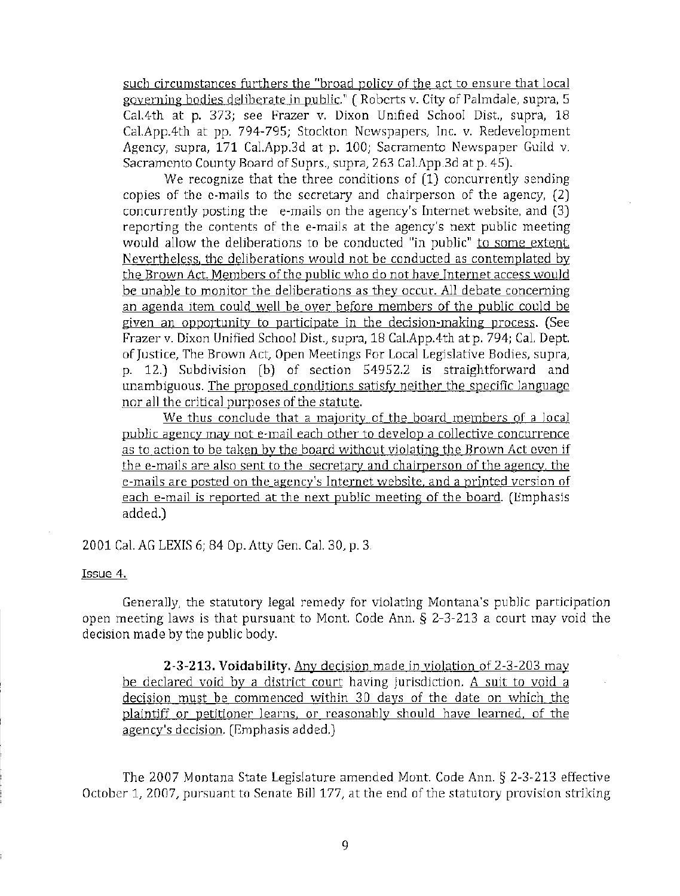such circumstances furthers the "broad policy of the act to ensure that local governing bodies deliberate in public." ( Roberts v. City of Palmdale, supra, 5 Cal.4th at p. 373; see Frazer v. Dixon Unified School Dist., supra, 18 Cal.App.4th at pp. 794-795; Stockton Newspapers, Inc. v. Redevelopment Agency, supra, 171 Cal.App.3d at p. 100; Sacramento Newspaper Guild v. Sacramento County Board of Suprs., supra, 263 Cal.App.3d at p. 45).

We recognize that the three conditions of (1) concurrently sending copies of the e-mails to the secretary and chairperson of the agency, (2) concurrently posting the e-mails on the agency's Internet website, and (3) reporting the contents of the e-mails at the agency's next public meeting would allow the deliberations to be conducted "in public" to some extent. Nevertheless, the deliberations would not be conducted as contemplated by the Brown Act. Members of the public who do not have Internet access would be unable to monitor the deliberations as they occur. All debate concerning an agenda item could well be over before members of the public could be given an opportunity to participate in the decision-making process. (See Frazer v. Dixon Unified School Dist., supra, 18 Cal.App.4th at p. 794; Cal. Dept. of Justice, The Brown Act, Open Meetings For Local Legislative Bodies, supra, p. 12.) Subdivision (b) of section 54952.2 is straightforward and unambiguous. The proposed conditions satisfy neither the specific language nor all the critical purposes of the statute.

We thus conclude that a majority of the board members of a local public agency may not e-mail each other to develop a collective concurrence as to action to be taken by the board without violating the Brown Act even if the e-mails are also sent to the secretary and chairperson of the agency, the e-mails are posted on the agency's Internet website, and a printed version of each e-mail is reported at the next public meeting of the board. (Emphasis added.)

2001 Cal. AG LEXIS 6; 84 Op. Atty Gen. Cal. 30, p. 3.

Issue 4.

Generally, the statutory legal remedy for violating Montana's public participation open meeting laws is that pursuant to Mont. Code Ann. § 2-3-213 a court may void the decision made by the public body.

**2-3-213. Voidability.** Any decision made in violation of 2-3-203 may be declared void by a district court having jurisdiction. A suit to void a decision must be commenced within 30 days of the date on which the plaintiff or petitioner learns, or reasonably should have learned, of the agency's decision. (Emphasis added.)

The 2007 Montana State Legislature amended Mont. Code Ann. § 2-3-213 effective October 1, 2007, pursuant to Senate Bill 177, at the end of the statutory provision striking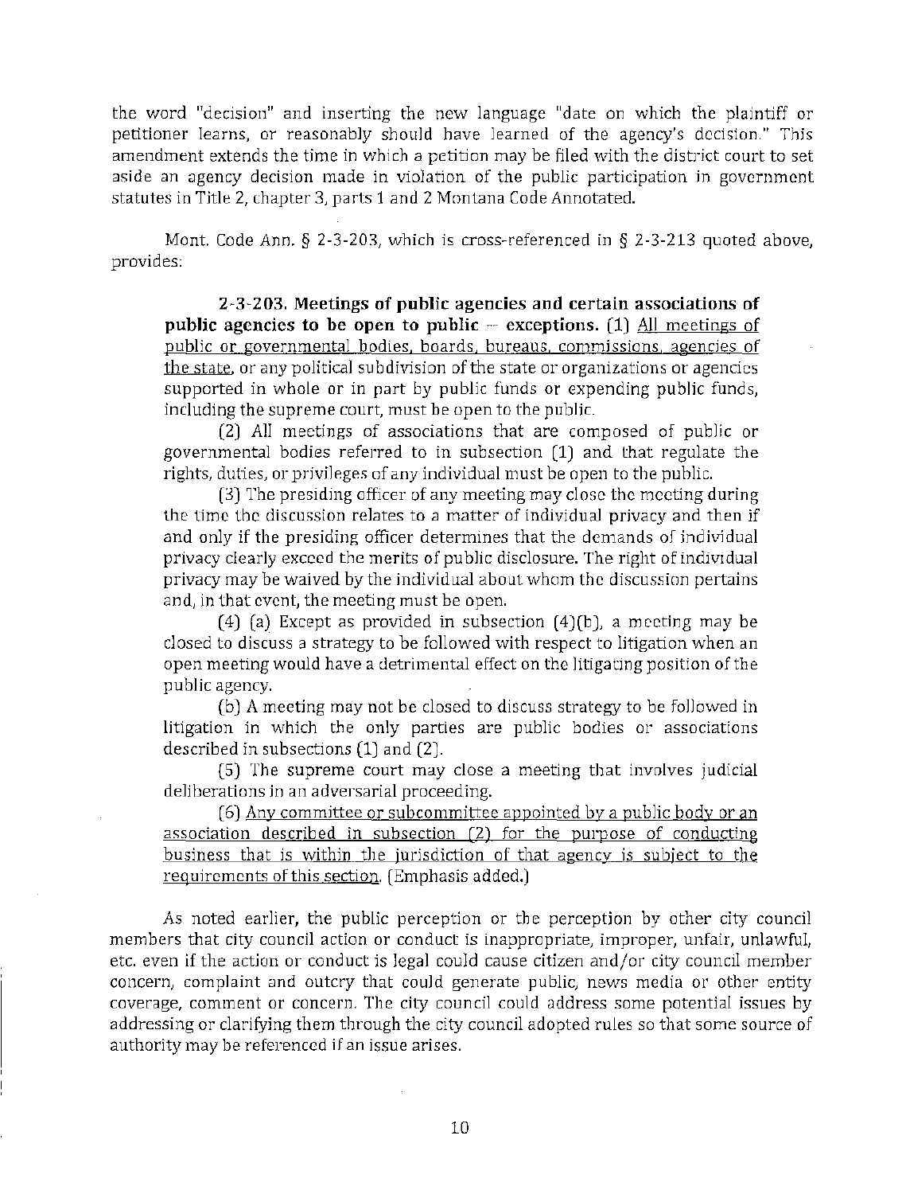the word "decision" and inserting the new language "date on which the plaintiff or petitioner learns, or reasonably should have learned of the agency's decision." This amendment extends the time in which a petition may be filed with the district court to set aside an agency decision made in violation of the public participation in government statutes in Title 2, chapter 3, parts 1 and 2 Montana Code Annotated.

Mont. Code Ann. § 2-3-203, which is cross-referenced in § 2-3-213 quoted above, provides:

> **2-3-203. Meetings of public agencies and certain associations of public agencies to be open to public -- exceptions.** (1) <u>All meetings of public or governmental bodies, boards, bureaus, commissions, agencies of the state</u>, or any political subdivision of the state or organizations or agencies supported in whole or in part by public funds or expending public funds, including the supreme court, must be open to the public.
>
> (2) All meetings of associations that are composed of public or governmental bodies referred to in subsection (1) and that regulate the rights, duties, or privileges of any individual must be open to the public.
>
> (3) The presiding officer of any meeting may close the meeting during the time the discussion relates to a matter of individual privacy and then if and only if the presiding officer determines that the demands of individual privacy clearly exceed the merits of public disclosure. The right of individual privacy may be waived by the individual about whom the discussion pertains and, in that event, the meeting must be open.
>
> (4) (a) Except as provided in subsection (4)(b), a meeting may be closed to discuss a strategy to be followed with respect to litigation when an open meeting would have a detrimental effect on the litigating position of the public agency.
>
> (b) A meeting may not be closed to discuss strategy to be followed in litigation in which the only parties are public bodies or associations described in subsections (1) and (2).
>
> (5) The supreme court may close a meeting that involves judicial deliberations in an adversarial proceeding.
>
> (6) <u>Any committee or subcommittee appointed by a public body or an association described in subsection (2) for the purpose of conducting business that is within the jurisdiction of that agency is subject to the requirements of this section</u>. (Emphasis added.)

As noted earlier, the public perception or the perception by other city council members that city council action or conduct is inappropriate, improper, unfair, unlawful, etc. even if the action or conduct is legal could cause citizen and/or city council member concern, complaint and outcry that could generate public, news media or other entity coverage, comment or concern. The city council could address some potential issues by addressing or clarifying them through the city council adopted rules so that some source of authority may be referenced if an issue arises.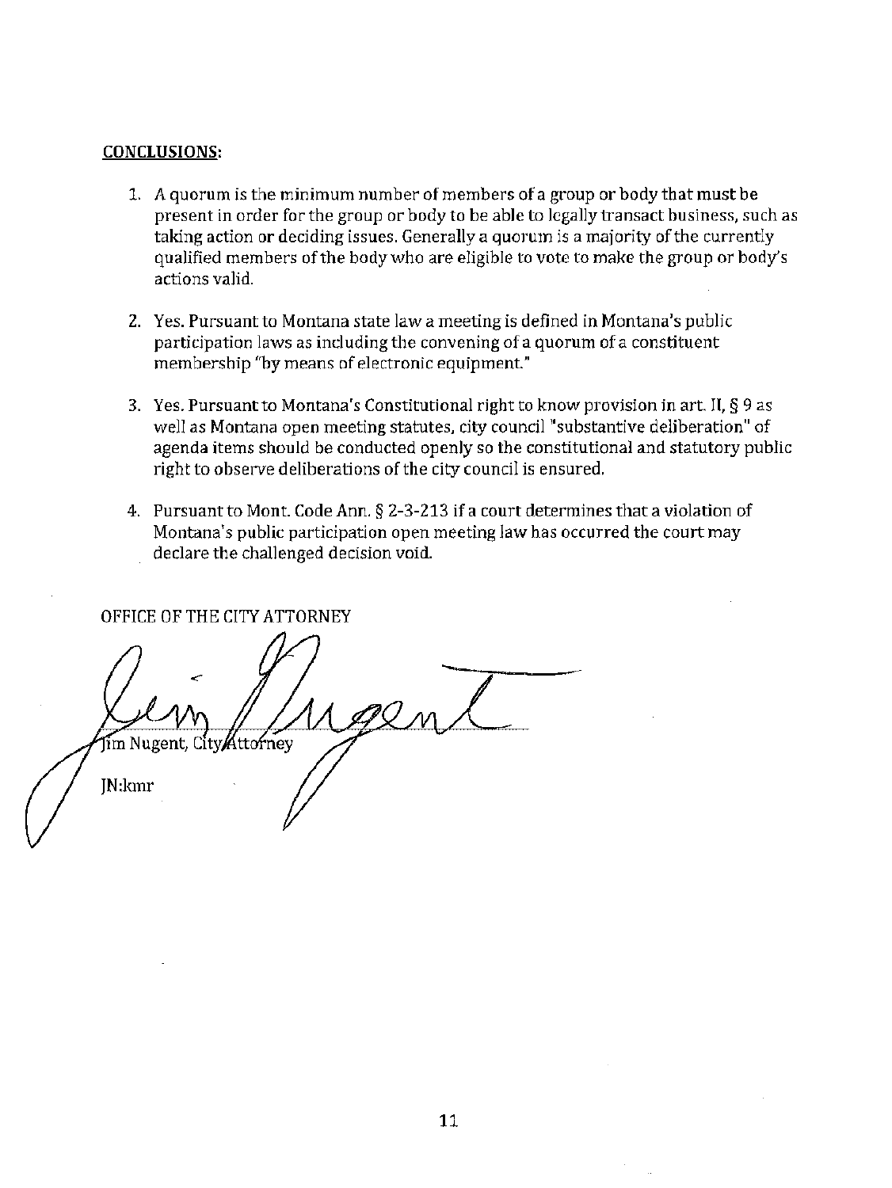**CONCLUSIONS:**

1. A quorum is the minimum number of members of a group or body that must be present in order for the group or body to be able to legally transact business, such as taking action or deciding issues. Generally a quorum is a majority of the currently qualified members of the body who are eligible to vote to make the group or body's actions valid.

2. Yes. Pursuant to Montana state law a meeting is defined in Montana's public participation laws as including the convening of a quorum of a constituent membership "by means of electronic equipment."

3. Yes. Pursuant to Montana's Constitutional right to know provision in art. II, § 9 as well as Montana open meeting statutes, city council "substantive deliberation" of agenda items should be conducted openly so the constitutional and statutory public right to observe deliberations of the city council is ensured.

4. Pursuant to Mont. Code Ann. § 2-3-213 if a court determines that a violation of Montana's public participation open meeting law has occurred the court may declare the challenged decision void.

OFFICE OF THE CITY ATTORNEY

Jim Nugent, City Attorney

JN:kmr